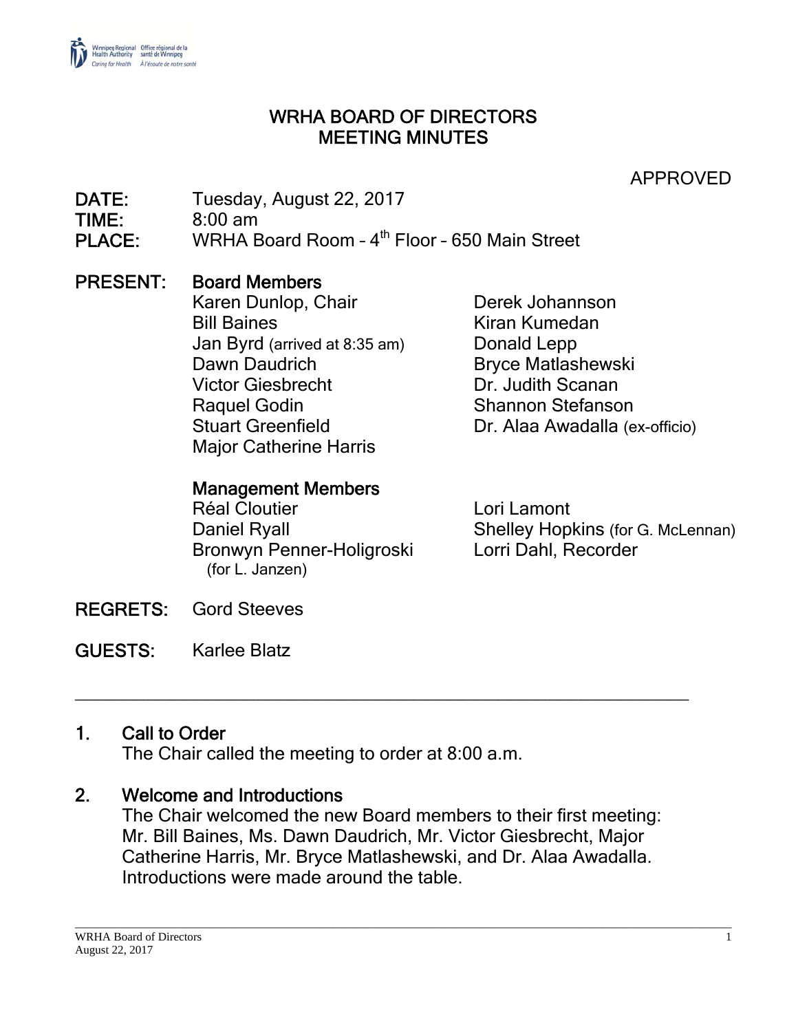# WRHA BOARD OF DIRECTORS
# MEETING MINUTES

APPROVED

**DATE:** Tuesday, August 22, 2017
**TIME:** 8:00 am
**PLACE:** WRHA Board Room – 4th Floor – 650 Main Street

**PRESENT:**

**Board Members**

Karen Dunlop, Chair
Bill Baines
Jan Byrd (arrived at 8:35 am)
Dawn Daudrich
Victor Giesbrecht
Raquel Godin
Stuart Greenfield
Major Catherine Harris
Derek Johannson
Kiran Kumedan
Donald Lepp
Bryce Matlashewski
Dr. Judith Scanan
Shannon Stefanson
Dr. Alaa Awadalla (ex-officio)

**Management Members**

Réal Cloutier
Daniel Ryall
Bronwyn Penner-Holigroski (for L. Janzen)
Lori Lamont
Shelley Hopkins (for G. McLennan)
Lorri Dahl, Recorder

**REGRETS:** Gord Steeves

**GUESTS:** Karlee Blatz

---

## 1. Call to Order

The Chair called the meeting to order at 8:00 a.m.

## 2. Welcome and Introductions

The Chair welcomed the new Board members to their first meeting: Mr. Bill Baines, Ms. Dawn Daudrich, Mr. Victor Giesbrecht, Major Catherine Harris, Mr. Bryce Matlashewski, and Dr. Alaa Awadalla. Introductions were made around the table.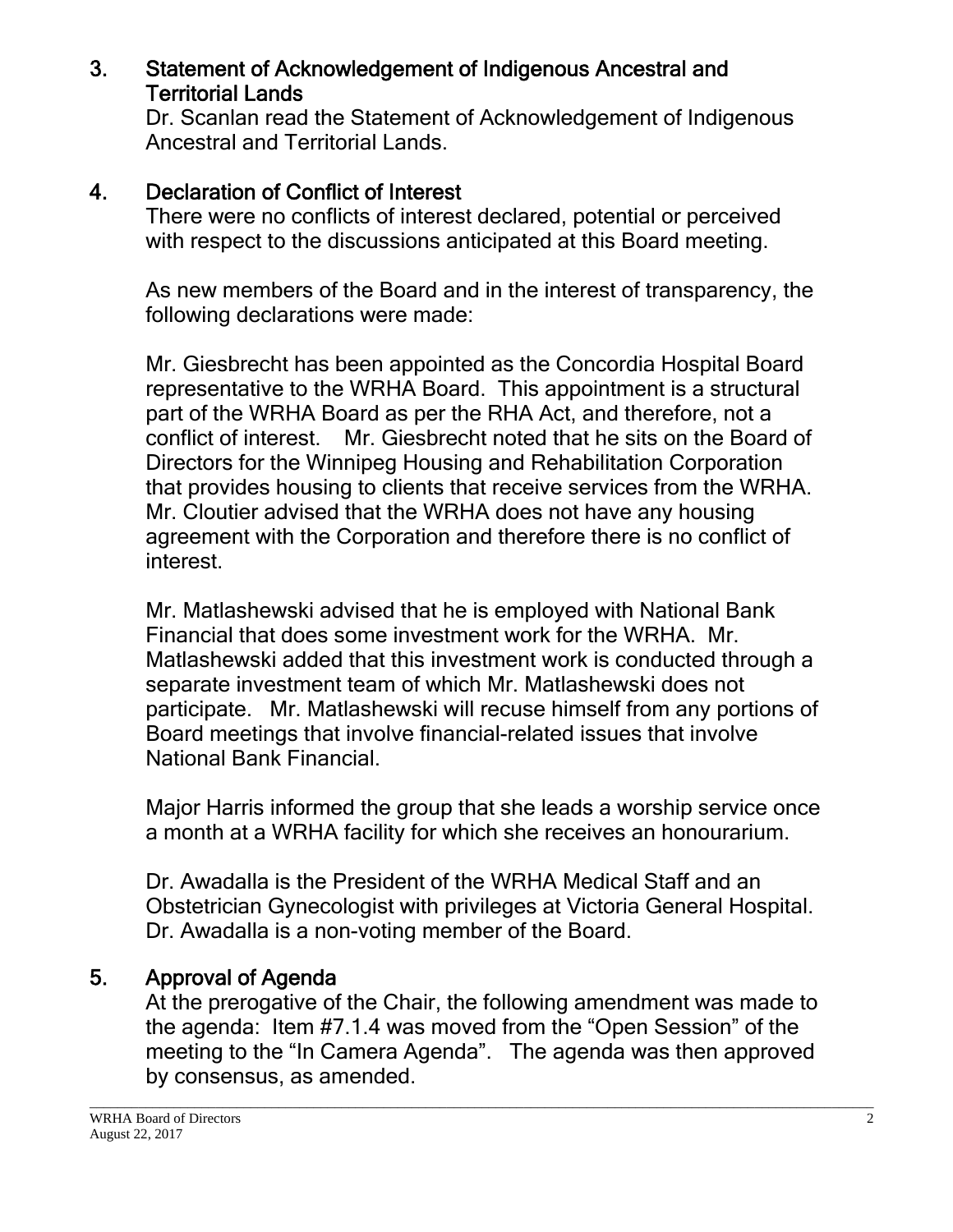## 3. Statement of Acknowledgement of Indigenous Ancestral and Territorial Lands

Dr. Scanlan read the Statement of Acknowledgement of Indigenous Ancestral and Territorial Lands.

## 4. Declaration of Conflict of Interest

There were no conflicts of interest declared, potential or perceived with respect to the discussions anticipated at this Board meeting.

As new members of the Board and in the interest of transparency, the following declarations were made:

Mr. Giesbrecht has been appointed as the Concordia Hospital Board representative to the WRHA Board. This appointment is a structural part of the WRHA Board as per the RHA Act, and therefore, not a conflict of interest. Mr. Giesbrecht noted that he sits on the Board of Directors for the Winnipeg Housing and Rehabilitation Corporation that provides housing to clients that receive services from the WRHA. Mr. Cloutier advised that the WRHA does not have any housing agreement with the Corporation and therefore there is no conflict of interest.

Mr. Matlashewski advised that he is employed with National Bank Financial that does some investment work for the WRHA. Mr. Matlashewski added that this investment work is conducted through a separate investment team of which Mr. Matlashewski does not participate. Mr. Matlashewski will recuse himself from any portions of Board meetings that involve financial-related issues that involve National Bank Financial.

Major Harris informed the group that she leads a worship service once a month at a WRHA facility for which she receives an honourarium.

Dr. Awadalla is the President of the WRHA Medical Staff and an Obstetrician Gynecologist with privileges at Victoria General Hospital. Dr. Awadalla is a non-voting member of the Board.

## 5. Approval of Agenda

At the prerogative of the Chair, the following amendment was made to the agenda: Item #7.1.4 was moved from the "Open Session" of the meeting to the "In Camera Agenda". The agenda was then approved by consensus, as amended.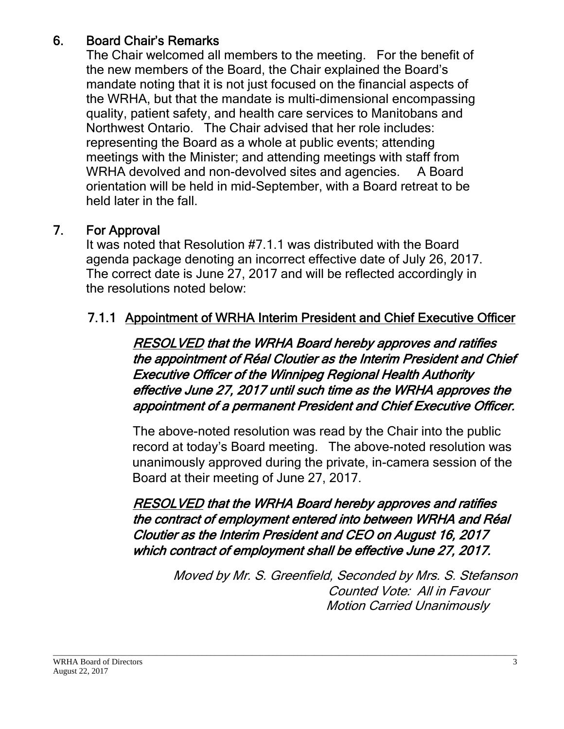## 6. Board Chair's Remarks

The Chair welcomed all members to the meeting. For the benefit of the new members of the Board, the Chair explained the Board's mandate noting that it is not just focused on the financial aspects of the WRHA, but that the mandate is multi-dimensional encompassing quality, patient safety, and health care services to Manitobans and Northwest Ontario. The Chair advised that her role includes: representing the Board as a whole at public events; attending meetings with the Minister; and attending meetings with staff from WRHA devolved and non-devolved sites and agencies. A Board orientation will be held in mid-September, with a Board retreat to be held later in the fall.

## 7. For Approval

It was noted that Resolution #7.1.1 was distributed with the Board agenda package denoting an incorrect effective date of July 26, 2017. The correct date is June 27, 2017 and will be reflected accordingly in the resolutions noted below:

### 7.1.1 Appointment of WRHA Interim President and Chief Executive Officer

***RESOLVED that the WRHA Board hereby approves and ratifies the appointment of Réal Cloutier as the Interim President and Chief Executive Officer of the Winnipeg Regional Health Authority effective June 27, 2017 until such time as the WRHA approves the appointment of a permanent President and Chief Executive Officer.***

The above-noted resolution was read by the Chair into the public record at today's Board meeting. The above-noted resolution was unanimously approved during the private, in-camera session of the Board at their meeting of June 27, 2017.

***RESOLVED that the WRHA Board hereby approves and ratifies the contract of employment entered into between WRHA and Réal Cloutier as the Interim President and CEO on August 16, 2017 which contract of employment shall be effective June 27, 2017.***

*Moved by Mr. S. Greenfield, Seconded by Mrs. S. Stefanson*
*Counted Vote: All in Favour*
*Motion Carried Unanimously*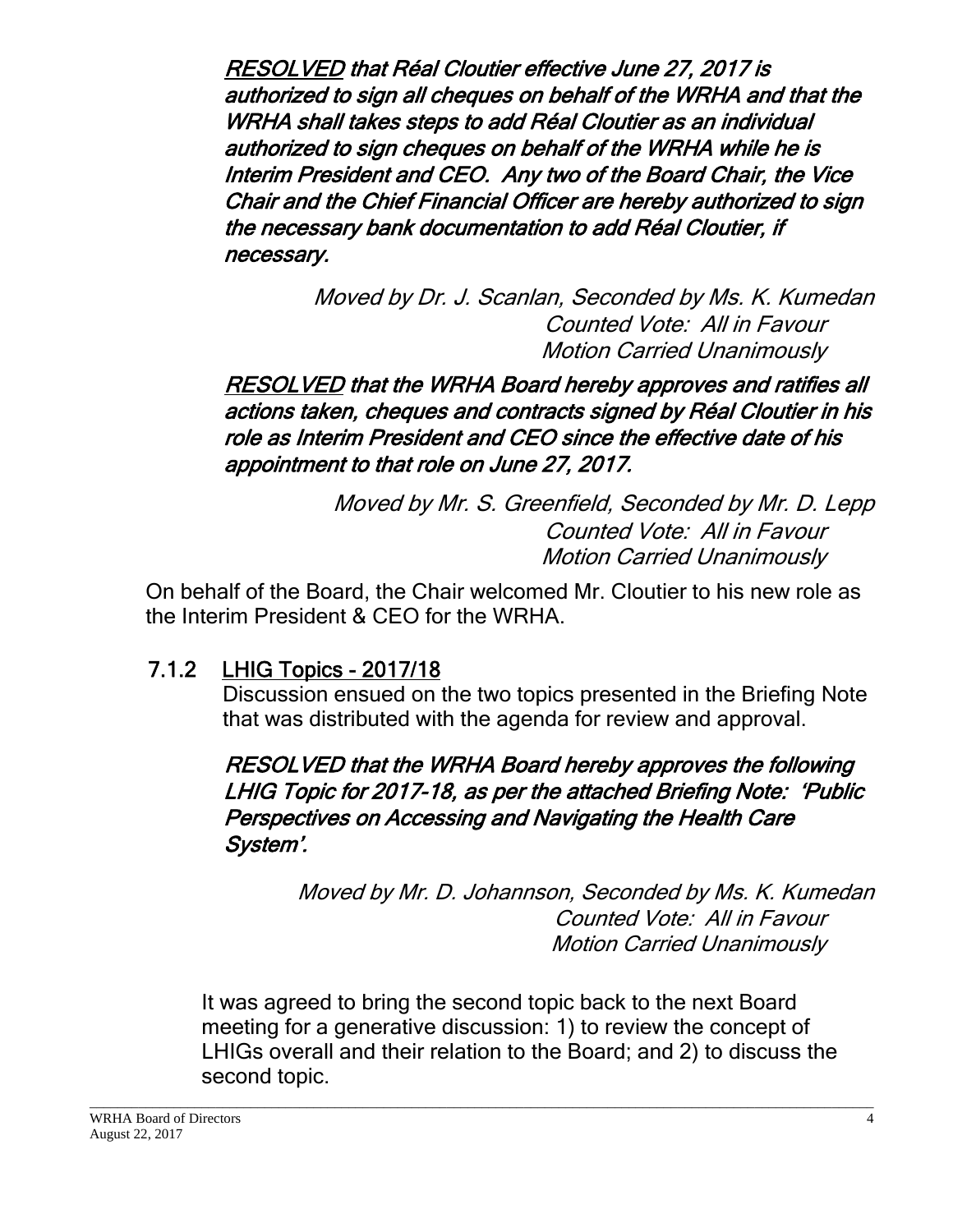***<u>RESOLVED</u> that Réal Cloutier effective June 27, 2017 is authorized to sign all cheques on behalf of the WRHA and that the WRHA shall takes steps to add Réal Cloutier as an individual authorized to sign cheques on behalf of the WRHA while he is Interim President and CEO. Any two of the Board Chair, the Vice Chair and the Chief Financial Officer are hereby authorized to sign the necessary bank documentation to add Réal Cloutier, if necessary.***

*Moved by Dr. J. Scanlan, Seconded by Ms. K. Kumedan*
*Counted Vote: All in Favour*
*Motion Carried Unanimously*

***<u>RESOLVED</u> that the WRHA Board hereby approves and ratifies all actions taken, cheques and contracts signed by Réal Cloutier in his role as Interim President and CEO since the effective date of his appointment to that role on June 27, 2017.***

*Moved by Mr. S. Greenfield, Seconded by Mr. D. Lepp*
*Counted Vote: All in Favour*
*Motion Carried Unanimously*

On behalf of the Board, the Chair welcomed Mr. Cloutier to his new role as the Interim President & CEO for the WRHA.

### 7.1.2 <u>LHIG Topics – 2017/18</u>

Discussion ensued on the two topics presented in the Briefing Note that was distributed with the agenda for review and approval.

***RESOLVED that the WRHA Board hereby approves the following LHIG Topic for 2017-18, as per the attached Briefing Note: 'Public Perspectives on Accessing and Navigating the Health Care System'.***

*Moved by Mr. D. Johannson, Seconded by Ms. K. Kumedan*
*Counted Vote: All in Favour*
*Motion Carried Unanimously*

It was agreed to bring the second topic back to the next Board meeting for a generative discussion: 1) to review the concept of LHIGs overall and their relation to the Board; and 2) to discuss the second topic.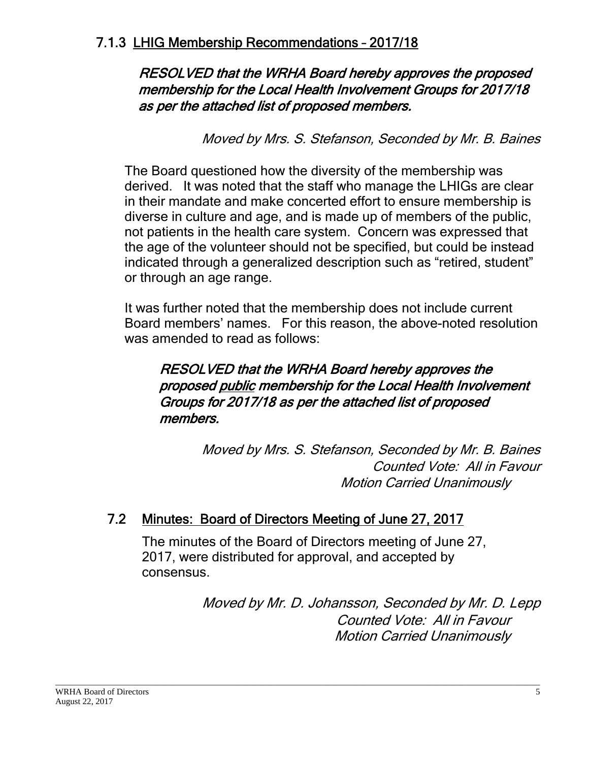### 7.1.3 LHIG Membership Recommendations – 2017/18

***RESOLVED that the WRHA Board hereby approves the proposed membership for the Local Health Involvement Groups for 2017/18 as per the attached list of proposed members.***

*Moved by Mrs. S. Stefanson, Seconded by Mr. B. Baines*

The Board questioned how the diversity of the membership was derived. It was noted that the staff who manage the LHIGs are clear in their mandate and make concerted effort to ensure membership is diverse in culture and age, and is made up of members of the public, not patients in the health care system. Concern was expressed that the age of the volunteer should not be specified, but could be instead indicated through a generalized description such as "retired, student" or through an age range.

It was further noted that the membership does not include current Board members' names. For this reason, the above-noted resolution was amended to read as follows:

> ***RESOLVED that the WRHA Board hereby approves the proposed <u>public</u> membership for the Local Health Involvement Groups for 2017/18 as per the attached list of proposed members.***
>
> *Moved by Mrs. S. Stefanson, Seconded by Mr. B. Baines*
> *Counted Vote: All in Favour*
> *Motion Carried Unanimously*

## 7.2 Minutes: Board of Directors Meeting of June 27, 2017

The minutes of the Board of Directors meeting of June 27, 2017, were distributed for approval, and accepted by consensus.

*Moved by Mr. D. Johansson, Seconded by Mr. D. Lepp*
*Counted Vote: All in Favour*
*Motion Carried Unanimously*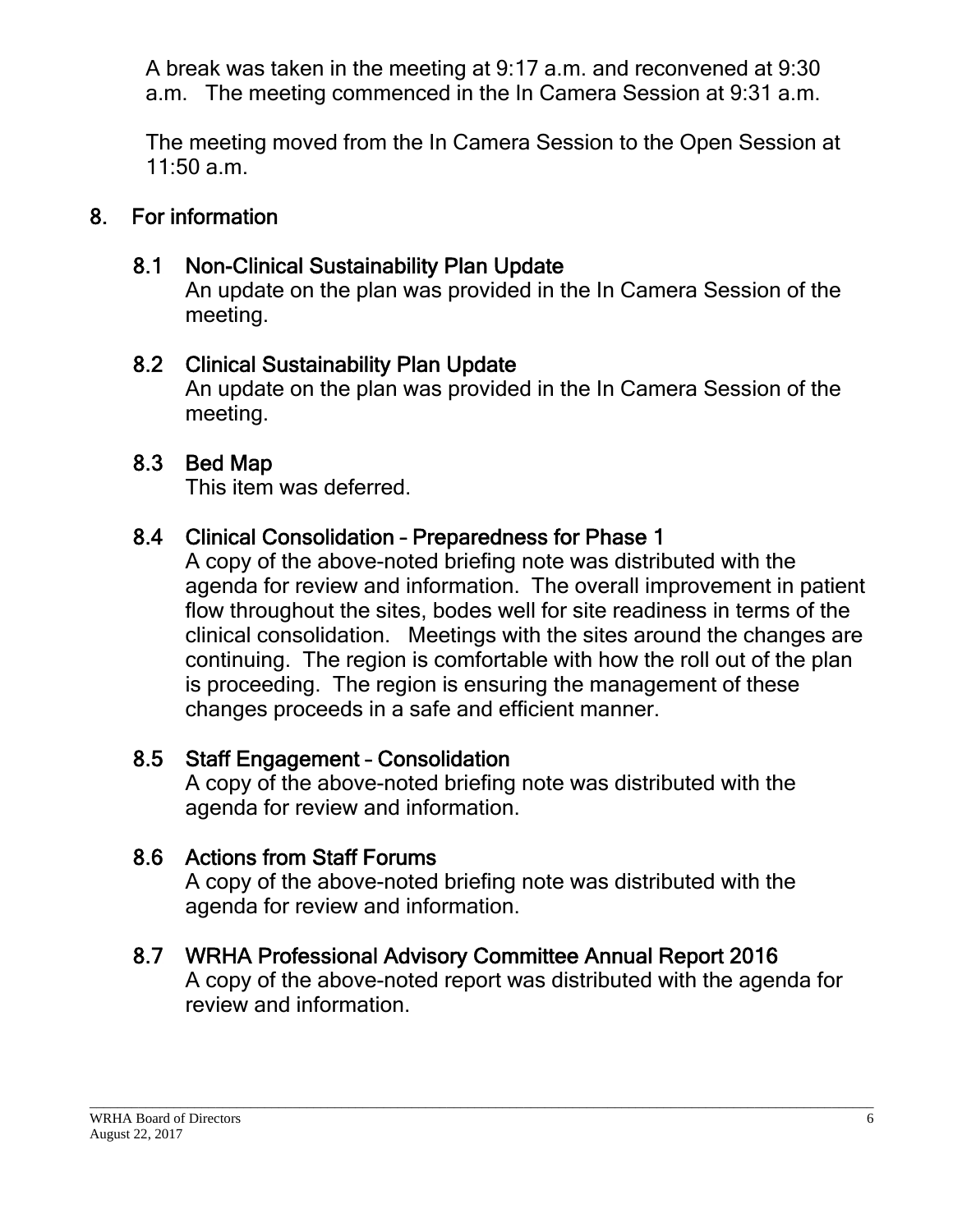A break was taken in the meeting at 9:17 a.m. and reconvened at 9:30 a.m. The meeting commenced in the In Camera Session at 9:31 a.m.

The meeting moved from the In Camera Session to the Open Session at 11:50 a.m.

## 8. For information

### 8.1 Non-Clinical Sustainability Plan Update

An update on the plan was provided in the In Camera Session of the meeting.

### 8.2 Clinical Sustainability Plan Update

An update on the plan was provided in the In Camera Session of the meeting.

### 8.3 Bed Map

This item was deferred.

### 8.4 Clinical Consolidation – Preparedness for Phase 1

A copy of the above-noted briefing note was distributed with the agenda for review and information. The overall improvement in patient flow throughout the sites, bodes well for site readiness in terms of the clinical consolidation. Meetings with the sites around the changes are continuing. The region is comfortable with how the roll out of the plan is proceeding. The region is ensuring the management of these changes proceeds in a safe and efficient manner.

### 8.5 Staff Engagement – Consolidation

A copy of the above-noted briefing note was distributed with the agenda for review and information.

### 8.6 Actions from Staff Forums

A copy of the above-noted briefing note was distributed with the agenda for review and information.

### 8.7 WRHA Professional Advisory Committee Annual Report 2016

A copy of the above-noted report was distributed with the agenda for review and information.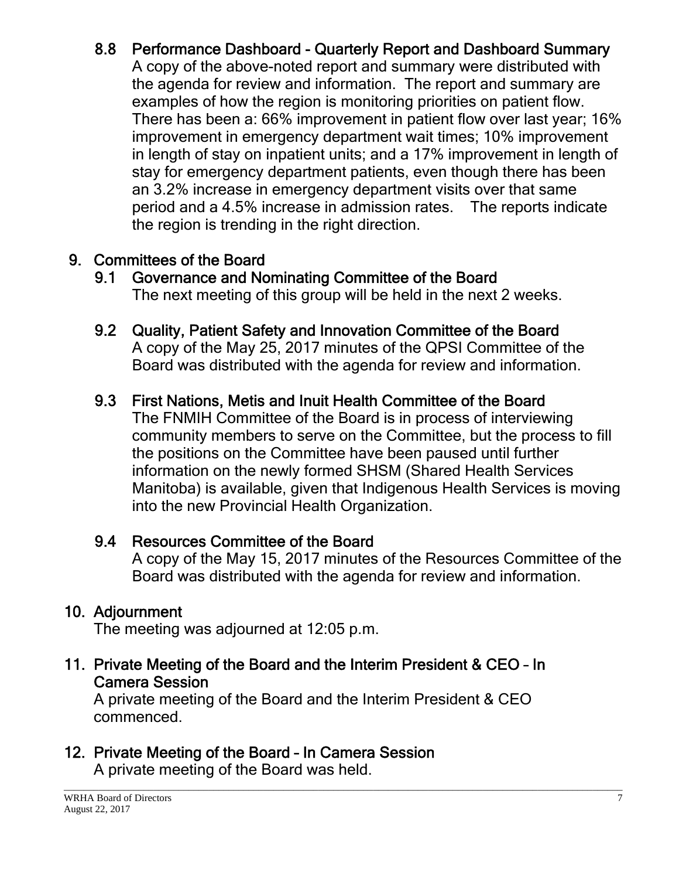### 8.8 Performance Dashboard - Quarterly Report and Dashboard Summary

A copy of the above-noted report and summary were distributed with the agenda for review and information. The report and summary are examples of how the region is monitoring priorities on patient flow. There has been a: 66% improvement in patient flow over last year; 16% improvement in emergency department wait times; 10% improvement in length of stay on inpatient units; and a 17% improvement in length of stay for emergency department patients, even though there has been an 3.2% increase in emergency department visits over that same period and a 4.5% increase in admission rates. The reports indicate the region is trending in the right direction.

## 9. Committees of the Board

### 9.1 Governance and Nominating Committee of the Board

The next meeting of this group will be held in the next 2 weeks.

### 9.2 Quality, Patient Safety and Innovation Committee of the Board

A copy of the May 25, 2017 minutes of the QPSI Committee of the Board was distributed with the agenda for review and information.

### 9.3 First Nations, Metis and Inuit Health Committee of the Board

The FNMIH Committee of the Board is in process of interviewing community members to serve on the Committee, but the process to fill the positions on the Committee have been paused until further information on the newly formed SHSM (Shared Health Services Manitoba) is available, given that Indigenous Health Services is moving into the new Provincial Health Organization.

### 9.4 Resources Committee of the Board

A copy of the May 15, 2017 minutes of the Resources Committee of the Board was distributed with the agenda for review and information.

## 10. Adjournment

The meeting was adjourned at 12:05 p.m.

## 11. Private Meeting of the Board and the Interim President & CEO – In Camera Session

A private meeting of the Board and the Interim President & CEO commenced.

## 12. Private Meeting of the Board – In Camera Session

A private meeting of the Board was held.